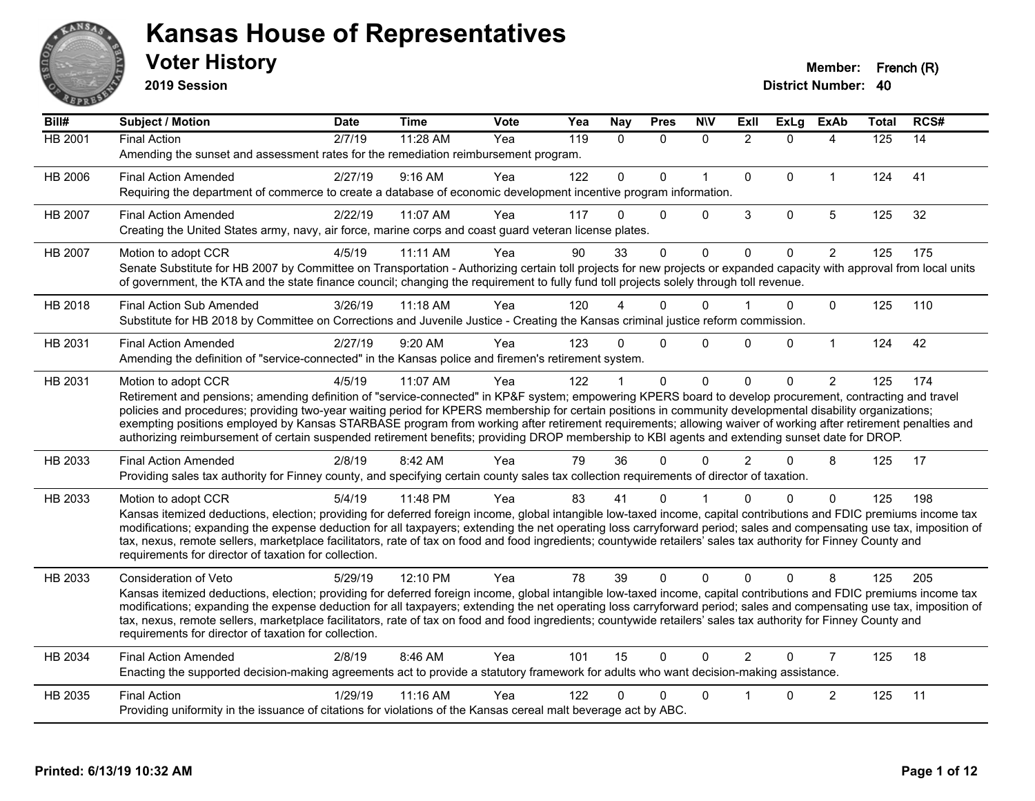# Kansas House of Representatives

## Voter History

**2019 Session**

**Member:** French (R)
**District Number:** 40

| Bill# | Subject / Motion | Date | Time | Vote | Yea | Nay | Pres | N\V | ExII | ExLg | ExAb | Total | RCS# |
|---|---|---|---|---|---|---|---|---|---|---|---|---|---|
| HB 2001 | Final Action | 2/7/19 | 11:28 AM | Yea | 119 | 0 | 0 | 0 | 2 | 0 | 4 | 125 | 14 |
| | Amending the sunset and assessment rates for the remediation reimbursement program. | | | | | | | | | | | | |
| HB 2006 | Final Action Amended | 2/27/19 | 9:16 AM | Yea | 122 | 0 | 0 | 1 | 0 | 0 | 1 | 124 | 41 |
| | Requiring the department of commerce to create a database of economic development incentive program information. | | | | | | | | | | | | |
| HB 2007 | Final Action Amended | 2/22/19 | 11:07 AM | Yea | 117 | 0 | 0 | 0 | 3 | 0 | 5 | 125 | 32 |
| | Creating the United States army, navy, air force, marine corps and coast guard veteran license plates. | | | | | | | | | | | | |
| HB 2007 | Motion to adopt CCR | 4/5/19 | 11:11 AM | Yea | 90 | 33 | 0 | 0 | 0 | 0 | 2 | 125 | 175 |
| | Senate Substitute for HB 2007 by Committee on Transportation - Authorizing certain toll projects for new projects or expanded capacity with approval from local units of government, the KTA and the state finance council; changing the requirement to fully fund toll projects solely through toll revenue. | | | | | | | | | | | | |
| HB 2018 | Final Action Sub Amended | 3/26/19 | 11:18 AM | Yea | 120 | 4 | 0 | 0 | 1 | 0 | 0 | 125 | 110 |
| | Substitute for HB 2018 by Committee on Corrections and Juvenile Justice - Creating the Kansas criminal justice reform commission. | | | | | | | | | | | | |
| HB 2031 | Final Action Amended | 2/27/19 | 9:20 AM | Yea | 123 | 0 | 0 | 0 | 0 | 0 | 1 | 124 | 42 |
| | Amending the definition of "service-connected" in the Kansas police and firemen's retirement system. | | | | | | | | | | | | |
| HB 2031 | Motion to adopt CCR | 4/5/19 | 11:07 AM | Yea | 122 | 1 | 0 | 0 | 0 | 0 | 2 | 125 | 174 |
| | Retirement and pensions; amending definition of "service-connected" in KP&F system; empowering KPERS board to develop procurement, contracting and travel policies and procedures; providing two-year waiting period for KPERS membership for certain positions in community developmental disability organizations; exempting positions employed by Kansas STARBASE program from working after retirement requirements; allowing waiver of working after retirement penalties and authorizing reimbursement of certain suspended retirement benefits; providing DROP membership to KBI agents and extending sunset date for DROP. | | | | | | | | | | | | |
| HB 2033 | Final Action Amended | 2/8/19 | 8:42 AM | Yea | 79 | 36 | 0 | 0 | 2 | 0 | 8 | 125 | 17 |
| | Providing sales tax authority for Finney county, and specifying certain county sales tax collection requirements of director of taxation. | | | | | | | | | | | | |
| HB 2033 | Motion to adopt CCR | 5/4/19 | 11:48 PM | Yea | 83 | 41 | 0 | 1 | 0 | 0 | 0 | 125 | 198 |
| | Kansas itemized deductions, election; providing for deferred foreign income, global intangible low-taxed income, capital contributions and FDIC premiums income tax modifications; expanding the expense deduction for all taxpayers; extending the net operating loss carryforward period; sales and compensating use tax, imposition of tax, nexus, remote sellers, marketplace facilitators, rate of tax on food and food ingredients; countywide retailers' sales tax authority for Finney County and requirements for director of taxation for collection. | | | | | | | | | | | | |
| HB 2033 | Consideration of Veto | 5/29/19 | 12:10 PM | Yea | 78 | 39 | 0 | 0 | 0 | 0 | 8 | 125 | 205 |
| | Kansas itemized deductions, election; providing for deferred foreign income, global intangible low-taxed income, capital contributions and FDIC premiums income tax modifications; expanding the expense deduction for all taxpayers; extending the net operating loss carryforward period; sales and compensating use tax, imposition of tax, nexus, remote sellers, marketplace facilitators, rate of tax on food and food ingredients; countywide retailers' sales tax authority for Finney County and requirements for director of taxation for collection. | | | | | | | | | | | | |
| HB 2034 | Final Action Amended | 2/8/19 | 8:46 AM | Yea | 101 | 15 | 0 | 0 | 2 | 0 | 7 | 125 | 18 |
| | Enacting the supported decision-making agreements act to provide a statutory framework for adults who want decision-making assistance. | | | | | | | | | | | | |
| HB 2035 | Final Action | 1/29/19 | 11:16 AM | Yea | 122 | 0 | 0 | 0 | 1 | 0 | 2 | 125 | 11 |
| | Providing uniformity in the issuance of citations for violations of the Kansas cereal malt beverage act by ABC. | | | | | | | | | | | | |

Printed: 6/13/19 10:32 AM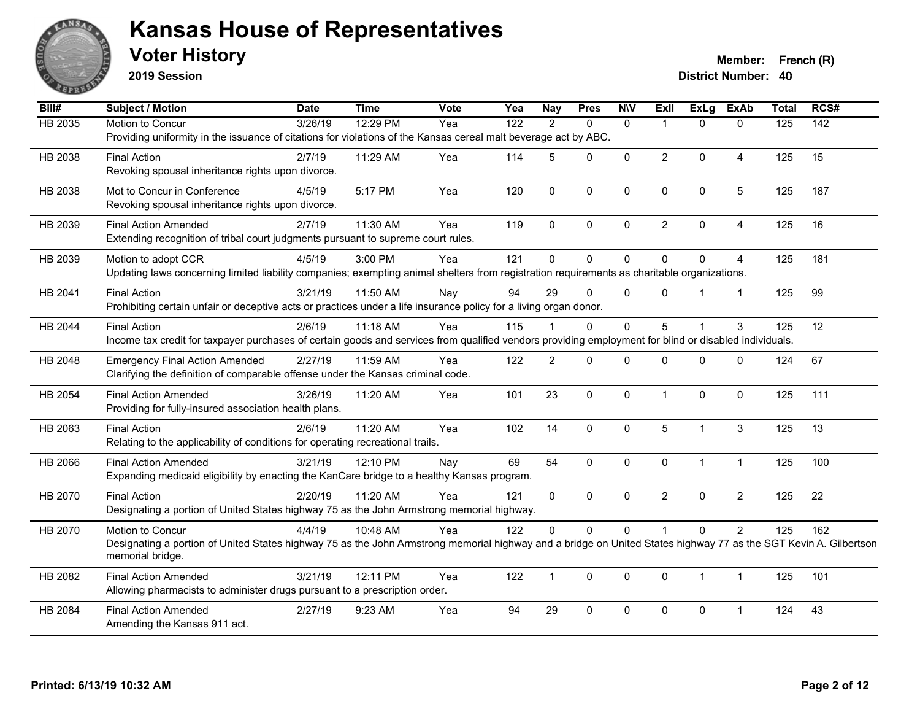# Kansas House of Representatives

## Voter History

**2019 Session**

**Member:** French (R)
**District Number:** 40

| Bill# | Subject / Motion | Date | Time | Vote | Yea | Nay | Pres | N\V | ExIl | ExLg | ExAb | Total | RCS# |
|---|---|---|---|---|---|---|---|---|---|---|---|---|---|
| HB 2035 | Motion to Concur | 3/26/19 | 12:29 PM | Yea | 122 | 2 | 0 | 0 | 1 | 0 | 0 | 125 | 142 |
| | Providing uniformity in the issuance of citations for violations of the Kansas cereal malt beverage act by ABC. | | | | | | | | | | | | |
| HB 2038 | Final Action | 2/7/19 | 11:29 AM | Yea | 114 | 5 | 0 | 0 | 2 | 0 | 4 | 125 | 15 |
| | Revoking spousal inheritance rights upon divorce. | | | | | | | | | | | | |
| HB 2038 | Mot to Concur in Conference | 4/5/19 | 5:17 PM | Yea | 120 | 0 | 0 | 0 | 0 | 0 | 5 | 125 | 187 |
| | Revoking spousal inheritance rights upon divorce. | | | | | | | | | | | | |
| HB 2039 | Final Action Amended | 2/7/19 | 11:30 AM | Yea | 119 | 0 | 0 | 0 | 2 | 0 | 4 | 125 | 16 |
| | Extending recognition of tribal court judgments pursuant to supreme court rules. | | | | | | | | | | | | |
| HB 2039 | Motion to adopt CCR | 4/5/19 | 3:00 PM | Yea | 121 | 0 | 0 | 0 | 0 | 0 | 4 | 125 | 181 |
| | Updating laws concerning limited liability companies; exempting animal shelters from registration requirements as charitable organizations. | | | | | | | | | | | | |
| HB 2041 | Final Action | 3/21/19 | 11:50 AM | Nay | 94 | 29 | 0 | 0 | 0 | 1 | 1 | 125 | 99 |
| | Prohibiting certain unfair or deceptive acts or practices under a life insurance policy for a living organ donor. | | | | | | | | | | | | |
| HB 2044 | Final Action | 2/6/19 | 11:18 AM | Yea | 115 | 1 | 0 | 0 | 5 | 1 | 3 | 125 | 12 |
| | Income tax credit for taxpayer purchases of certain goods and services from qualified vendors providing employment for blind or disabled individuals. | | | | | | | | | | | | |
| HB 2048 | Emergency Final Action Amended | 2/27/19 | 11:59 AM | Yea | 122 | 2 | 0 | 0 | 0 | 0 | 0 | 124 | 67 |
| | Clarifying the definition of comparable offense under the Kansas criminal code. | | | | | | | | | | | | |
| HB 2054 | Final Action Amended | 3/26/19 | 11:20 AM | Yea | 101 | 23 | 0 | 0 | 1 | 0 | 0 | 125 | 111 |
| | Providing for fully-insured association health plans. | | | | | | | | | | | | |
| HB 2063 | Final Action | 2/6/19 | 11:20 AM | Yea | 102 | 14 | 0 | 0 | 5 | 1 | 3 | 125 | 13 |
| | Relating to the applicability of conditions for operating recreational trails. | | | | | | | | | | | | |
| HB 2066 | Final Action Amended | 3/21/19 | 12:10 PM | Nay | 69 | 54 | 0 | 0 | 0 | 1 | 1 | 125 | 100 |
| | Expanding medicaid eligibility by enacting the KanCare bridge to a healthy Kansas program. | | | | | | | | | | | | |
| HB 2070 | Final Action | 2/20/19 | 11:20 AM | Yea | 121 | 0 | 0 | 0 | 2 | 0 | 2 | 125 | 22 |
| | Designating a portion of United States highway 75 as the John Armstrong memorial highway. | | | | | | | | | | | | |
| HB 2070 | Motion to Concur | 4/4/19 | 10:48 AM | Yea | 122 | 0 | 0 | 0 | 1 | 0 | 2 | 125 | 162 |
| | Designating a portion of United States highway 75 as the John Armstrong memorial highway and a bridge on United States highway 77 as the SGT Kevin A. Gilbertson memorial bridge. | | | | | | | | | | | | |
| HB 2082 | Final Action Amended | 3/21/19 | 12:11 PM | Yea | 122 | 1 | 0 | 0 | 0 | 1 | 1 | 125 | 101 |
| | Allowing pharmacists to administer drugs pursuant to a prescription order. | | | | | | | | | | | | |
| HB 2084 | Final Action Amended | 2/27/19 | 9:23 AM | Yea | 94 | 29 | 0 | 0 | 0 | 0 | 1 | 124 | 43 |
| | Amending the Kansas 911 act. | | | | | | | | | | | | |

Printed: 6/13/19 10:32 AM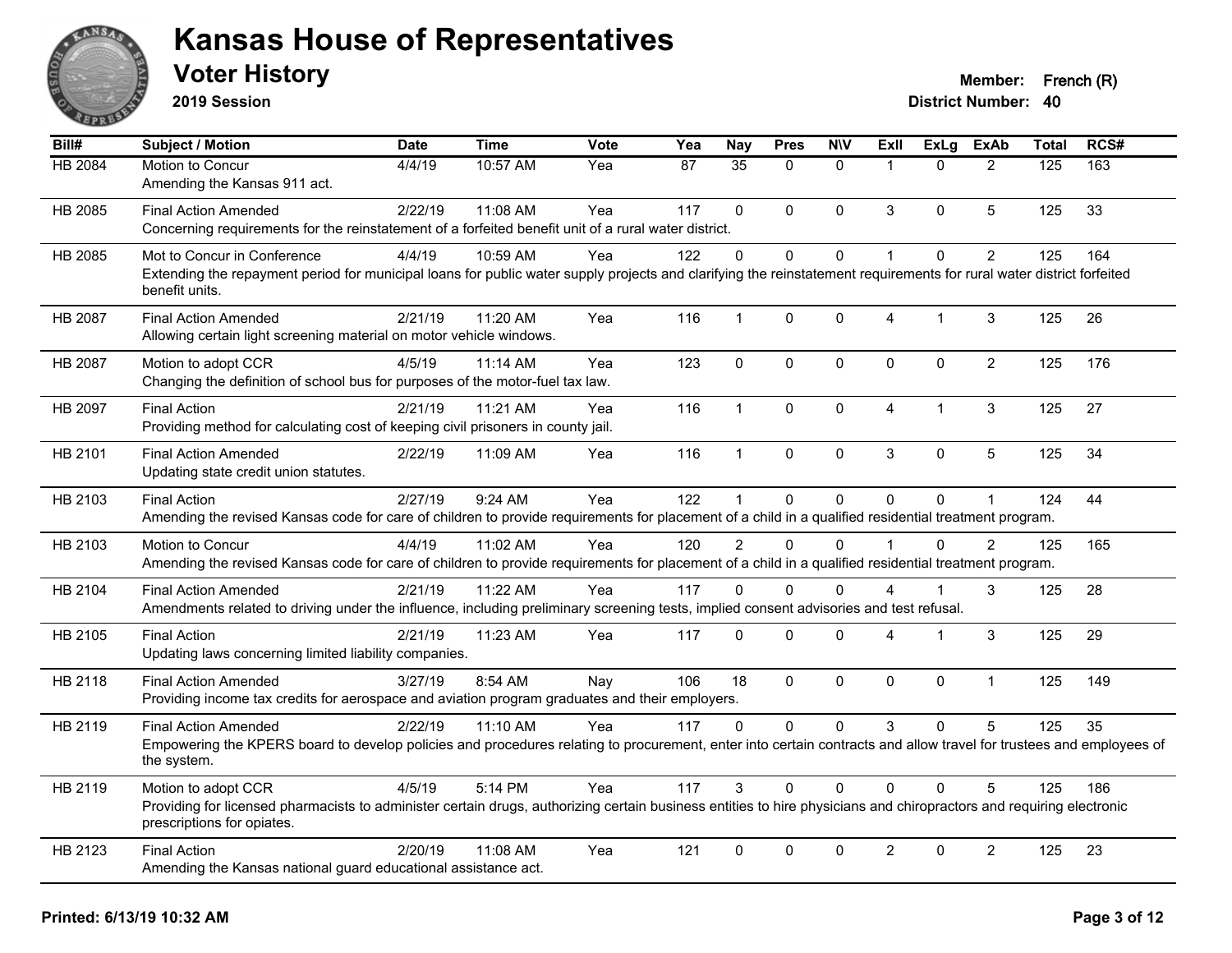# Kansas House of Representatives

## Voter History

**2019 Session**

**Member:** French (R)
**District Number:** 40

| Bill# | Subject / Motion | Date | Time | Vote | Yea | Nay | Pres | N\V | ExII | ExLg | ExAb | Total | RCS# |
|---|---|---|---|---|---|---|---|---|---|---|---|---|---|
| HB 2084 | Motion to Concur<br>Amending the Kansas 911 act. | 4/4/19 | 10:57 AM | Yea | 87 | 35 | 0 | 0 | 1 | 0 | 2 | 125 | 163 |
| HB 2085 | Final Action Amended<br>Concerning requirements for the reinstatement of a forfeited benefit unit of a rural water district. | 2/22/19 | 11:08 AM | Yea | 117 | 0 | 0 | 0 | 3 | 0 | 5 | 125 | 33 |
| HB 2085 | Mot to Concur in Conference<br>Extending the repayment period for municipal loans for public water supply projects and clarifying the reinstatement requirements for rural water district forfeited benefit units. | 4/4/19 | 10:59 AM | Yea | 122 | 0 | 0 | 0 | 1 | 0 | 2 | 125 | 164 |
| HB 2087 | Final Action Amended<br>Allowing certain light screening material on motor vehicle windows. | 2/21/19 | 11:20 AM | Yea | 116 | 1 | 0 | 0 | 4 | 1 | 3 | 125 | 26 |
| HB 2087 | Motion to adopt CCR<br>Changing the definition of school bus for purposes of the motor-fuel tax law. | 4/5/19 | 11:14 AM | Yea | 123 | 0 | 0 | 0 | 0 | 0 | 2 | 125 | 176 |
| HB 2097 | Final Action<br>Providing method for calculating cost of keeping civil prisoners in county jail. | 2/21/19 | 11:21 AM | Yea | 116 | 1 | 0 | 0 | 4 | 1 | 3 | 125 | 27 |
| HB 2101 | Final Action Amended<br>Updating state credit union statutes. | 2/22/19 | 11:09 AM | Yea | 116 | 1 | 0 | 0 | 3 | 0 | 5 | 125 | 34 |
| HB 2103 | Final Action<br>Amending the revised Kansas code for care of children to provide requirements for placement of a child in a qualified residential treatment program. | 2/27/19 | 9:24 AM | Yea | 122 | 1 | 0 | 0 | 0 | 0 | 1 | 124 | 44 |
| HB 2103 | Motion to Concur<br>Amending the revised Kansas code for care of children to provide requirements for placement of a child in a qualified residential treatment program. | 4/4/19 | 11:02 AM | Yea | 120 | 2 | 0 | 0 | 1 | 0 | 2 | 125 | 165 |
| HB 2104 | Final Action Amended<br>Amendments related to driving under the influence, including preliminary screening tests, implied consent advisories and test refusal. | 2/21/19 | 11:22 AM | Yea | 117 | 0 | 0 | 0 | 4 | 1 | 3 | 125 | 28 |
| HB 2105 | Final Action<br>Updating laws concerning limited liability companies. | 2/21/19 | 11:23 AM | Yea | 117 | 0 | 0 | 0 | 4 | 1 | 3 | 125 | 29 |
| HB 2118 | Final Action Amended<br>Providing income tax credits for aerospace and aviation program graduates and their employers. | 3/27/19 | 8:54 AM | Nay | 106 | 18 | 0 | 0 | 0 | 0 | 1 | 125 | 149 |
| HB 2119 | Final Action Amended<br>Empowering the KPERS board to develop policies and procedures relating to procurement, enter into certain contracts and allow travel for trustees and employees of the system. | 2/22/19 | 11:10 AM | Yea | 117 | 0 | 0 | 0 | 3 | 0 | 5 | 125 | 35 |
| HB 2119 | Motion to adopt CCR<br>Providing for licensed pharmacists to administer certain drugs, authorizing certain business entities to hire physicians and chiropractors and requiring electronic prescriptions for opiates. | 4/5/19 | 5:14 PM | Yea | 117 | 3 | 0 | 0 | 0 | 0 | 5 | 125 | 186 |
| HB 2123 | Final Action<br>Amending the Kansas national guard educational assistance act. | 2/20/19 | 11:08 AM | Yea | 121 | 0 | 0 | 0 | 2 | 0 | 2 | 125 | 23 |

**Printed: 6/13/19 10:32 AM**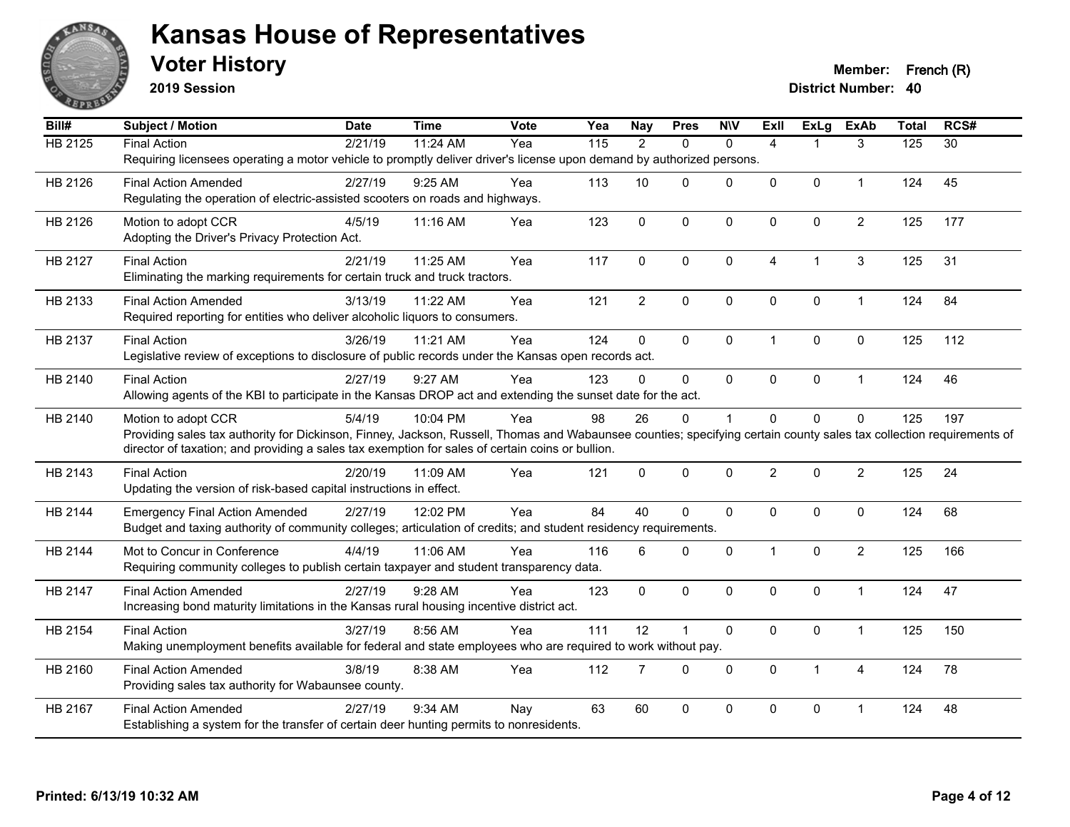# Kansas House of Representatives

## Voter History

**2019 Session**

**Member:** French (R)

**District Number:** 40

| Bill# | Subject / Motion | Date | Time | Vote | Yea | Nay | Pres | N\V | ExII | ExLg | ExAb | Total | RCS# |
|---|---|---|---|---|---|---|---|---|---|---|---|---|---|
| HB 2125 | Final Action | 2/21/19 | 11:24 AM | Yea | 115 | 2 | 0 | 0 | 4 | 1 | 3 | 125 | 30 |
| | Requiring licensees operating a motor vehicle to promptly deliver driver's license upon demand by authorized persons. | | | | | | | | | | | | |
| HB 2126 | Final Action Amended | 2/27/19 | 9:25 AM | Yea | 113 | 10 | 0 | 0 | 0 | 0 | 1 | 124 | 45 |
| | Regulating the operation of electric-assisted scooters on roads and highways. | | | | | | | | | | | | |
| HB 2126 | Motion to adopt CCR | 4/5/19 | 11:16 AM | Yea | 123 | 0 | 0 | 0 | 0 | 0 | 2 | 125 | 177 |
| | Adopting the Driver's Privacy Protection Act. | | | | | | | | | | | | |
| HB 2127 | Final Action | 2/21/19 | 11:25 AM | Yea | 117 | 0 | 0 | 0 | 4 | 1 | 3 | 125 | 31 |
| | Eliminating the marking requirements for certain truck and truck tractors. | | | | | | | | | | | | |
| HB 2133 | Final Action Amended | 3/13/19 | 11:22 AM | Yea | 121 | 2 | 0 | 0 | 0 | 0 | 1 | 124 | 84 |
| | Required reporting for entities who deliver alcoholic liquors to consumers. | | | | | | | | | | | | |
| HB 2137 | Final Action | 3/26/19 | 11:21 AM | Yea | 124 | 0 | 0 | 0 | 1 | 0 | 0 | 125 | 112 |
| | Legislative review of exceptions to disclosure of public records under the Kansas open records act. | | | | | | | | | | | | |
| HB 2140 | Final Action | 2/27/19 | 9:27 AM | Yea | 123 | 0 | 0 | 0 | 0 | 0 | 1 | 124 | 46 |
| | Allowing agents of the KBI to participate in the Kansas DROP act and extending the sunset date for the act. | | | | | | | | | | | | |
| HB 2140 | Motion to adopt CCR | 5/4/19 | 10:04 PM | Yea | 98 | 26 | 0 | 1 | 0 | 0 | 0 | 125 | 197 |
| | Providing sales tax authority for Dickinson, Finney, Jackson, Russell, Thomas and Wabaunsee counties; specifying certain county sales tax collection requirements of director of taxation; and providing a sales tax exemption for sales of certain coins or bullion. | | | | | | | | | | | | |
| HB 2143 | Final Action | 2/20/19 | 11:09 AM | Yea | 121 | 0 | 0 | 0 | 2 | 0 | 2 | 125 | 24 |
| | Updating the version of risk-based capital instructions in effect. | | | | | | | | | | | | |
| HB 2144 | Emergency Final Action Amended | 2/27/19 | 12:02 PM | Yea | 84 | 40 | 0 | 0 | 0 | 0 | 0 | 124 | 68 |
| | Budget and taxing authority of community colleges; articulation of credits; and student residency requirements. | | | | | | | | | | | | |
| HB 2144 | Mot to Concur in Conference | 4/4/19 | 11:06 AM | Yea | 116 | 6 | 0 | 0 | 1 | 0 | 2 | 125 | 166 |
| | Requiring community colleges to publish certain taxpayer and student transparency data. | | | | | | | | | | | | |
| HB 2147 | Final Action Amended | 2/27/19 | 9:28 AM | Yea | 123 | 0 | 0 | 0 | 0 | 0 | 1 | 124 | 47 |
| | Increasing bond maturity limitations in the Kansas rural housing incentive district act. | | | | | | | | | | | | |
| HB 2154 | Final Action | 3/27/19 | 8:56 AM | Yea | 111 | 12 | 1 | 0 | 0 | 0 | 1 | 125 | 150 |
| | Making unemployment benefits available for federal and state employees who are required to work without pay. | | | | | | | | | | | | |
| HB 2160 | Final Action Amended | 3/8/19 | 8:38 AM | Yea | 112 | 7 | 0 | 0 | 0 | 1 | 4 | 124 | 78 |
| | Providing sales tax authority for Wabaunsee county. | | | | | | | | | | | | |
| HB 2167 | Final Action Amended | 2/27/19 | 9:34 AM | Nay | 63 | 60 | 0 | 0 | 0 | 0 | 1 | 124 | 48 |
| | Establishing a system for the transfer of certain deer hunting permits to nonresidents. | | | | | | | | | | | | |

**Printed: 6/13/19 10:32 AM**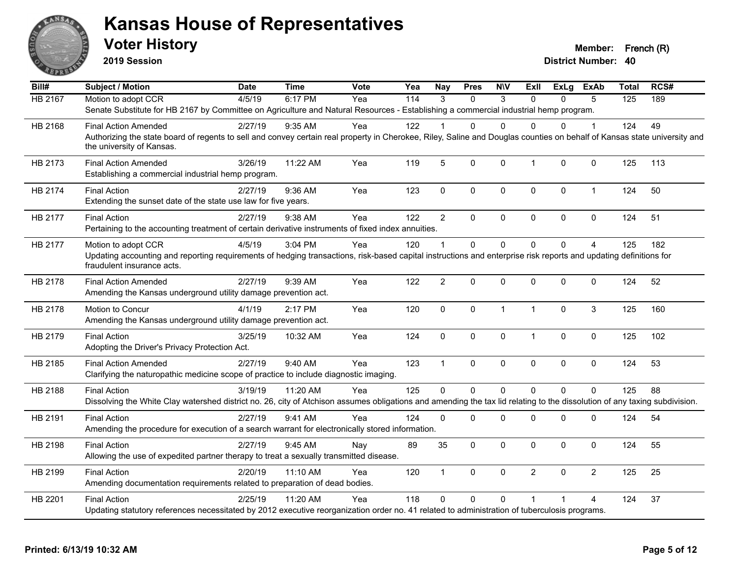# Kansas House of Representatives

## Voter History

**2019 Session**

**Member:** French (R)
**District Number:** 40

| Bill# | Subject / Motion | Date | Time | Vote | Yea | Nay | Pres | N\V | ExII | ExLg | ExAb | Total | RCS# |
|---|---|---|---|---|---|---|---|---|---|---|---|---|---|
| HB 2167 | Motion to adopt CCR | 4/5/19 | 6:17 PM | Yea | 114 | 3 | 0 | 3 | 0 | 0 | 5 | 125 | 189 |
| | Senate Substitute for HB 2167 by Committee on Agriculture and Natural Resources - Establishing a commercial industrial hemp program. | | | | | | | | | | | | |
| HB 2168 | Final Action Amended | 2/27/19 | 9:35 AM | Yea | 122 | 1 | 0 | 0 | 0 | 0 | 1 | 124 | 49 |
| | Authorizing the state board of regents to sell and convey certain real property in Cherokee, Riley, Saline and Douglas counties on behalf of Kansas state university and the university of Kansas. | | | | | | | | | | | | |
| HB 2173 | Final Action Amended | 3/26/19 | 11:22 AM | Yea | 119 | 5 | 0 | 0 | 1 | 0 | 0 | 125 | 113 |
| | Establishing a commercial industrial hemp program. | | | | | | | | | | | | |
| HB 2174 | Final Action | 2/27/19 | 9:36 AM | Yea | 123 | 0 | 0 | 0 | 0 | 0 | 1 | 124 | 50 |
| | Extending the sunset date of the state use law for five years. | | | | | | | | | | | | |
| HB 2177 | Final Action | 2/27/19 | 9:38 AM | Yea | 122 | 2 | 0 | 0 | 0 | 0 | 0 | 124 | 51 |
| | Pertaining to the accounting treatment of certain derivative instruments of fixed index annuities. | | | | | | | | | | | | |
| HB 2177 | Motion to adopt CCR | 4/5/19 | 3:04 PM | Yea | 120 | 1 | 0 | 0 | 0 | 0 | 4 | 125 | 182 |
| | Updating accounting and reporting requirements of hedging transactions, risk-based capital instructions and enterprise risk reports and updating definitions for fraudulent insurance acts. | | | | | | | | | | | | |
| HB 2178 | Final Action Amended | 2/27/19 | 9:39 AM | Yea | 122 | 2 | 0 | 0 | 0 | 0 | 0 | 124 | 52 |
| | Amending the Kansas underground utility damage prevention act. | | | | | | | | | | | | |
| HB 2178 | Motion to Concur | 4/1/19 | 2:17 PM | Yea | 120 | 0 | 0 | 1 | 1 | 0 | 3 | 125 | 160 |
| | Amending the Kansas underground utility damage prevention act. | | | | | | | | | | | | |
| HB 2179 | Final Action | 3/25/19 | 10:32 AM | Yea | 124 | 0 | 0 | 0 | 1 | 0 | 0 | 125 | 102 |
| | Adopting the Driver's Privacy Protection Act. | | | | | | | | | | | | |
| HB 2185 | Final Action Amended | 2/27/19 | 9:40 AM | Yea | 123 | 1 | 0 | 0 | 0 | 0 | 0 | 124 | 53 |
| | Clarifying the naturopathic medicine scope of practice to include diagnostic imaging. | | | | | | | | | | | | |
| HB 2188 | Final Action | 3/19/19 | 11:20 AM | Yea | 125 | 0 | 0 | 0 | 0 | 0 | 0 | 125 | 88 |
| | Dissolving the White Clay watershed district no. 26, city of Atchison assumes obligations and amending the tax lid relating to the dissolution of any taxing subdivision. | | | | | | | | | | | | |
| HB 2191 | Final Action | 2/27/19 | 9:41 AM | Yea | 124 | 0 | 0 | 0 | 0 | 0 | 0 | 124 | 54 |
| | Amending the procedure for execution of a search warrant for electronically stored information. | | | | | | | | | | | | |
| HB 2198 | Final Action | 2/27/19 | 9:45 AM | Nay | 89 | 35 | 0 | 0 | 0 | 0 | 0 | 124 | 55 |
| | Allowing the use of expedited partner therapy to treat a sexually transmitted disease. | | | | | | | | | | | | |
| HB 2199 | Final Action | 2/20/19 | 11:10 AM | Yea | 120 | 1 | 0 | 0 | 2 | 0 | 2 | 125 | 25 |
| | Amending documentation requirements related to preparation of dead bodies. | | | | | | | | | | | | |
| HB 2201 | Final Action | 2/25/19 | 11:20 AM | Yea | 118 | 0 | 0 | 0 | 1 | 1 | 4 | 124 | 37 |
| | Updating statutory references necessitated by 2012 executive reorganization order no. 41 related to administration of tuberculosis programs. | | | | | | | | | | | | |

**Printed: 6/13/19 10:32 AM**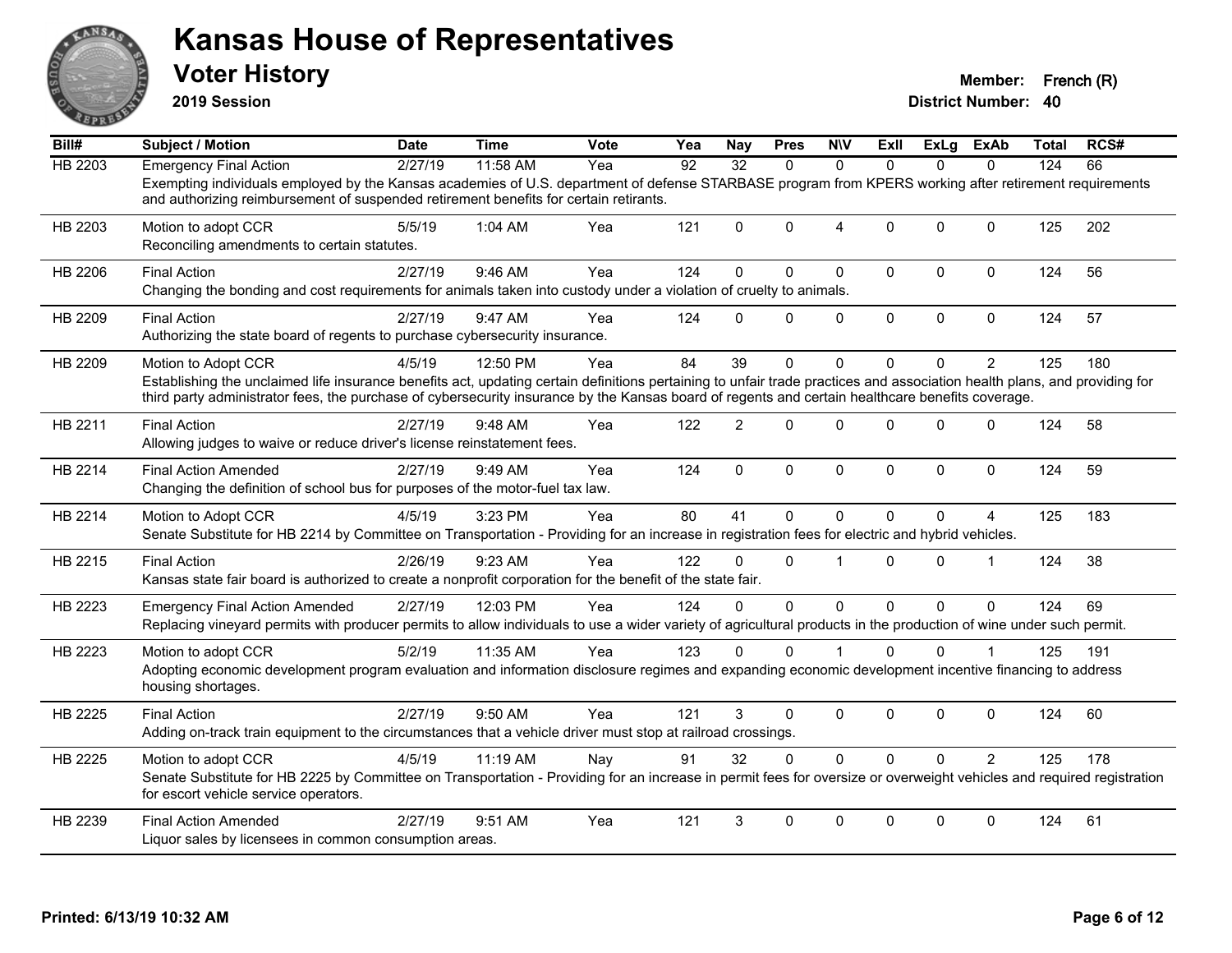# Kansas House of Representatives

## Voter History

**2019 Session**

**Member:** French (R)
**District Number:** 40

| Bill# | Subject / Motion | Date | Time | Vote | Yea | Nay | Pres | N\V | ExIl | ExLg | ExAb | Total | RCS# |
|---|---|---|---|---|---|---|---|---|---|---|---|---|---|
| HB 2203 | Emergency Final Action | 2/27/19 | 11:58 AM | Yea | 92 | 32 | 0 | 0 | 0 | 0 | 0 | 124 | 66 |
| | Exempting individuals employed by the Kansas academies of U.S. department of defense STARBASE program from KPERS working after retirement requirements and authorizing reimbursement of suspended retirement benefits for certain retirants. | | | | | | | | | | | | |
| HB 2203 | Motion to adopt CCR | 5/5/19 | 1:04 AM | Yea | 121 | 0 | 0 | 4 | 0 | 0 | 0 | 125 | 202 |
| | Reconciling amendments to certain statutes. | | | | | | | | | | | | |
| HB 2206 | Final Action | 2/27/19 | 9:46 AM | Yea | 124 | 0 | 0 | 0 | 0 | 0 | 0 | 124 | 56 |
| | Changing the bonding and cost requirements for animals taken into custody under a violation of cruelty to animals. | | | | | | | | | | | | |
| HB 2209 | Final Action | 2/27/19 | 9:47 AM | Yea | 124 | 0 | 0 | 0 | 0 | 0 | 0 | 124 | 57 |
| | Authorizing the state board of regents to purchase cybersecurity insurance. | | | | | | | | | | | | |
| HB 2209 | Motion to Adopt CCR | 4/5/19 | 12:50 PM | Yea | 84 | 39 | 0 | 0 | 0 | 0 | 2 | 125 | 180 |
| | Establishing the unclaimed life insurance benefits act, updating certain definitions pertaining to unfair trade practices and association health plans, and providing for third party administrator fees, the purchase of cybersecurity insurance by the Kansas board of regents and certain healthcare benefits coverage. | | | | | | | | | | | | |
| HB 2211 | Final Action | 2/27/19 | 9:48 AM | Yea | 122 | 2 | 0 | 0 | 0 | 0 | 0 | 124 | 58 |
| | Allowing judges to waive or reduce driver's license reinstatement fees. | | | | | | | | | | | | |
| HB 2214 | Final Action Amended | 2/27/19 | 9:49 AM | Yea | 124 | 0 | 0 | 0 | 0 | 0 | 0 | 124 | 59 |
| | Changing the definition of school bus for purposes of the motor-fuel tax law. | | | | | | | | | | | | |
| HB 2214 | Motion to Adopt CCR | 4/5/19 | 3:23 PM | Yea | 80 | 41 | 0 | 0 | 0 | 0 | 4 | 125 | 183 |
| | Senate Substitute for HB 2214 by Committee on Transportation - Providing for an increase in registration fees for electric and hybrid vehicles. | | | | | | | | | | | | |
| HB 2215 | Final Action | 2/26/19 | 9:23 AM | Yea | 122 | 0 | 0 | 1 | 0 | 0 | 1 | 124 | 38 |
| | Kansas state fair board is authorized to create a nonprofit corporation for the benefit of the state fair. | | | | | | | | | | | | |
| HB 2223 | Emergency Final Action Amended | 2/27/19 | 12:03 PM | Yea | 124 | 0 | 0 | 0 | 0 | 0 | 0 | 124 | 69 |
| | Replacing vineyard permits with producer permits to allow individuals to use a wider variety of agricultural products in the production of wine under such permit. | | | | | | | | | | | | |
| HB 2223 | Motion to adopt CCR | 5/2/19 | 11:35 AM | Yea | 123 | 0 | 0 | 1 | 0 | 0 | 1 | 125 | 191 |
| | Adopting economic development program evaluation and information disclosure regimes and expanding economic development incentive financing to address housing shortages. | | | | | | | | | | | | |
| HB 2225 | Final Action | 2/27/19 | 9:50 AM | Yea | 121 | 3 | 0 | 0 | 0 | 0 | 0 | 124 | 60 |
| | Adding on-track train equipment to the circumstances that a vehicle driver must stop at railroad crossings. | | | | | | | | | | | | |
| HB 2225 | Motion to adopt CCR | 4/5/19 | 11:19 AM | Nay | 91 | 32 | 0 | 0 | 0 | 0 | 2 | 125 | 178 |
| | Senate Substitute for HB 2225 by Committee on Transportation - Providing for an increase in permit fees for oversize or overweight vehicles and required registration for escort vehicle service operators. | | | | | | | | | | | | |
| HB 2239 | Final Action Amended | 2/27/19 | 9:51 AM | Yea | 121 | 3 | 0 | 0 | 0 | 0 | 0 | 124 | 61 |
| | Liquor sales by licensees in common consumption areas. | | | | | | | | | | | | |

**Printed: 6/13/19 10:32 AM**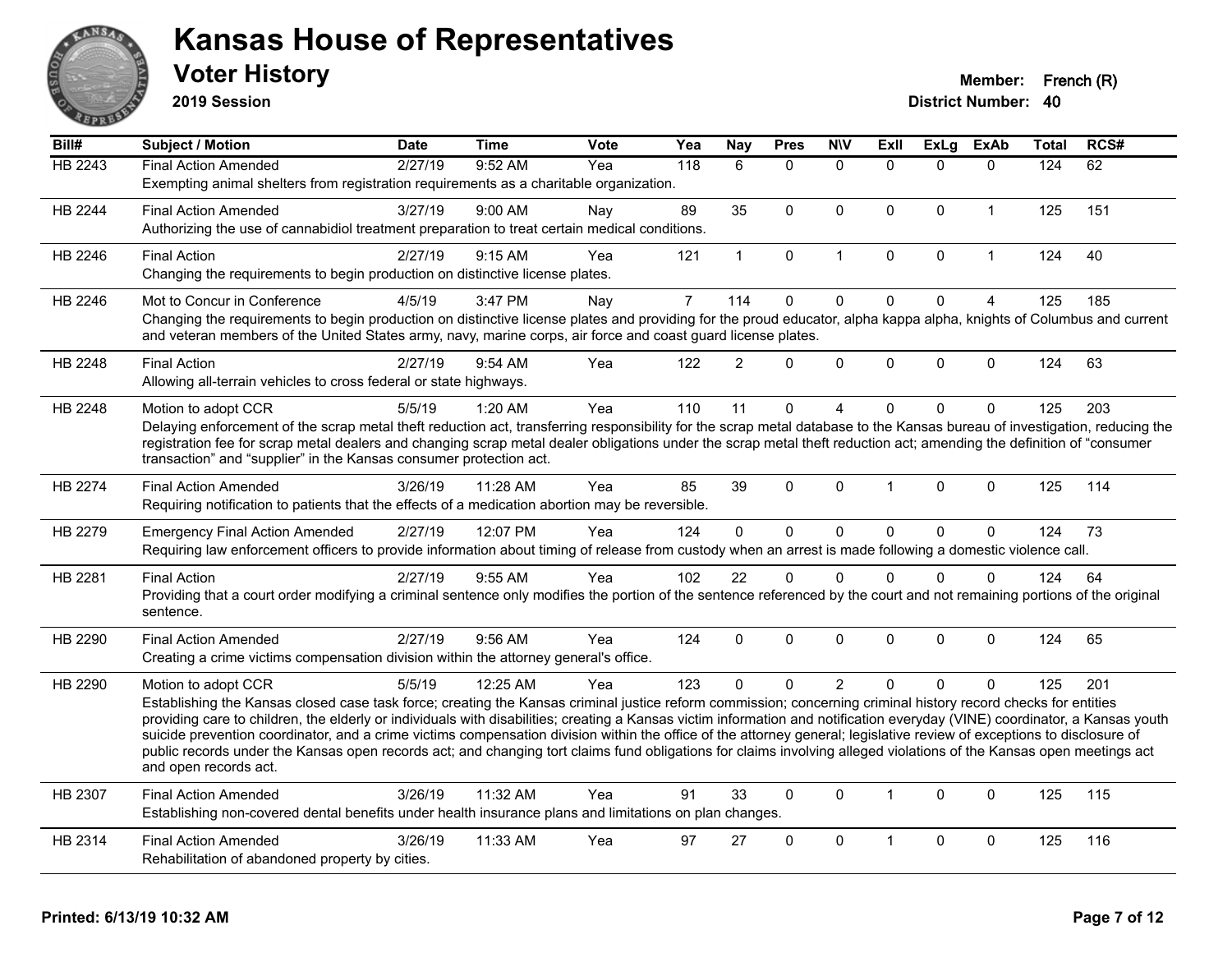# Kansas House of Representatives

## Voter History

**2019 Session**

**Member:** French (R)
**District Number:** 40

| Bill# | Subject / Motion | Date | Time | Vote | Yea | Nay | Pres | N\V | ExII | ExLg | ExAb | Total | RCS# |
|---|---|---|---|---|---|---|---|---|---|---|---|---|---|
| HB 2243 | Final Action Amended | 2/27/19 | 9:52 AM | Yea | 118 | 6 | 0 | 0 | 0 | 0 | 0 | 124 | 62 |
| | Exempting animal shelters from registration requirements as a charitable organization. | | | | | | | | | | | | |
| HB 2244 | Final Action Amended | 3/27/19 | 9:00 AM | Nay | 89 | 35 | 0 | 0 | 0 | 0 | 1 | 125 | 151 |
| | Authorizing the use of cannabidiol treatment preparation to treat certain medical conditions. | | | | | | | | | | | | |
| HB 2246 | Final Action | 2/27/19 | 9:15 AM | Yea | 121 | 1 | 0 | 1 | 0 | 0 | 1 | 124 | 40 |
| | Changing the requirements to begin production on distinctive license plates. | | | | | | | | | | | | |
| HB 2246 | Mot to Concur in Conference | 4/5/19 | 3:47 PM | Nay | 7 | 114 | 0 | 0 | 0 | 0 | 4 | 125 | 185 |
| | Changing the requirements to begin production on distinctive license plates and providing for the proud educator, alpha kappa alpha, knights of Columbus and current and veteran members of the United States army, navy, marine corps, air force and coast guard license plates. | | | | | | | | | | | | |
| HB 2248 | Final Action | 2/27/19 | 9:54 AM | Yea | 122 | 2 | 0 | 0 | 0 | 0 | 0 | 124 | 63 |
| | Allowing all-terrain vehicles to cross federal or state highways. | | | | | | | | | | | | |
| HB 2248 | Motion to adopt CCR | 5/5/19 | 1:20 AM | Yea | 110 | 11 | 0 | 4 | 0 | 0 | 0 | 125 | 203 |
| | Delaying enforcement of the scrap metal theft reduction act, transferring responsibility for the scrap metal database to the Kansas bureau of investigation, reducing the registration fee for scrap metal dealers and changing scrap metal dealer obligations under the scrap metal theft reduction act; amending the definition of "consumer transaction" and "supplier" in the Kansas consumer protection act. | | | | | | | | | | | | |
| HB 2274 | Final Action Amended | 3/26/19 | 11:28 AM | Yea | 85 | 39 | 0 | 0 | 1 | 0 | 0 | 125 | 114 |
| | Requiring notification to patients that the effects of a medication abortion may be reversible. | | | | | | | | | | | | |
| HB 2279 | Emergency Final Action Amended | 2/27/19 | 12:07 PM | Yea | 124 | 0 | 0 | 0 | 0 | 0 | 0 | 124 | 73 |
| | Requiring law enforcement officers to provide information about timing of release from custody when an arrest is made following a domestic violence call. | | | | | | | | | | | | |
| HB 2281 | Final Action | 2/27/19 | 9:55 AM | Yea | 102 | 22 | 0 | 0 | 0 | 0 | 0 | 124 | 64 |
| | Providing that a court order modifying a criminal sentence only modifies the portion of the sentence referenced by the court and not remaining portions of the original sentence. | | | | | | | | | | | | |
| HB 2290 | Final Action Amended | 2/27/19 | 9:56 AM | Yea | 124 | 0 | 0 | 0 | 0 | 0 | 0 | 124 | 65 |
| | Creating a crime victims compensation division within the attorney general's office. | | | | | | | | | | | | |
| HB 2290 | Motion to adopt CCR | 5/5/19 | 12:25 AM | Yea | 123 | 0 | 0 | 2 | 0 | 0 | 0 | 125 | 201 |
| | Establishing the Kansas closed case task force; creating the Kansas criminal justice reform commission; concerning criminal history record checks for entities providing care to children, the elderly or individuals with disabilities; creating a Kansas victim information and notification everyday (VINE) coordinator, a Kansas youth suicide prevention coordinator, and a crime victims compensation division within the office of the attorney general; legislative review of exceptions to disclosure of public records under the Kansas open records act; and changing tort claims fund obligations for claims involving alleged violations of the Kansas open meetings act and open records act. | | | | | | | | | | | | |
| HB 2307 | Final Action Amended | 3/26/19 | 11:32 AM | Yea | 91 | 33 | 0 | 0 | 1 | 0 | 0 | 125 | 115 |
| | Establishing non-covered dental benefits under health insurance plans and limitations on plan changes. | | | | | | | | | | | | |
| HB 2314 | Final Action Amended | 3/26/19 | 11:33 AM | Yea | 97 | 27 | 0 | 0 | 1 | 0 | 0 | 125 | 116 |
| | Rehabilitation of abandoned property by cities. | | | | | | | | | | | | |

**Printed: 6/13/19 10:32 AM**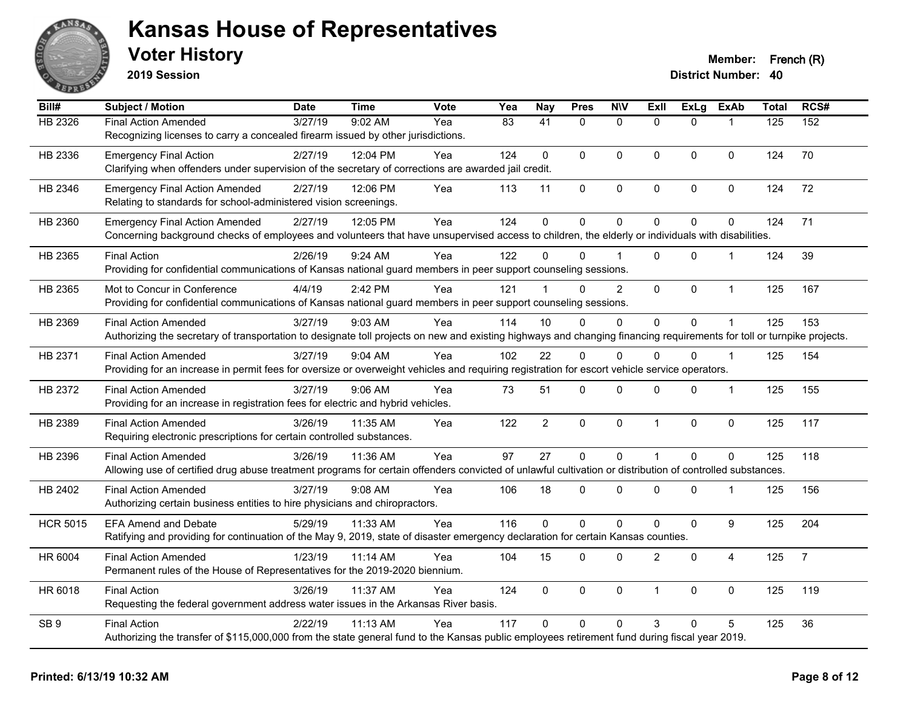# Kansas House of Representatives

## Voter History

**2019 Session**

**Member:** French (R)
**District Number:** 40

| Bill# | Subject / Motion | Date | Time | Vote | Yea | Nay | Pres | N\V | ExII | ExLg | ExAb | Total | RCS# |
|---|---|---|---|---|---|---|---|---|---|---|---|---|---|
| HB 2326 | Final Action Amended | 3/27/19 | 9:02 AM | Yea | 83 | 41 | 0 | 0 | 0 | 0 | 1 | 125 | 152 |
| | Recognizing licenses to carry a concealed firearm issued by other jurisdictions. | | | | | | | | | | | | |
| HB 2336 | Emergency Final Action | 2/27/19 | 12:04 PM | Yea | 124 | 0 | 0 | 0 | 0 | 0 | 0 | 124 | 70 |
| | Clarifying when offenders under supervision of the secretary of corrections are awarded jail credit. | | | | | | | | | | | | |
| HB 2346 | Emergency Final Action Amended | 2/27/19 | 12:06 PM | Yea | 113 | 11 | 0 | 0 | 0 | 0 | 0 | 124 | 72 |
| | Relating to standards for school-administered vision screenings. | | | | | | | | | | | | |
| HB 2360 | Emergency Final Action Amended | 2/27/19 | 12:05 PM | Yea | 124 | 0 | 0 | 0 | 0 | 0 | 0 | 124 | 71 |
| | Concerning background checks of employees and volunteers that have unsupervised access to children, the elderly or individuals with disabilities. | | | | | | | | | | | | |
| HB 2365 | Final Action | 2/26/19 | 9:24 AM | Yea | 122 | 0 | 0 | 1 | 0 | 0 | 1 | 124 | 39 |
| | Providing for confidential communications of Kansas national guard members in peer support counseling sessions. | | | | | | | | | | | | |
| HB 2365 | Mot to Concur in Conference | 4/4/19 | 2:42 PM | Yea | 121 | 1 | 0 | 2 | 0 | 0 | 1 | 125 | 167 |
| | Providing for confidential communications of Kansas national guard members in peer support counseling sessions. | | | | | | | | | | | | |
| HB 2369 | Final Action Amended | 3/27/19 | 9:03 AM | Yea | 114 | 10 | 0 | 0 | 0 | 0 | 1 | 125 | 153 |
| | Authorizing the secretary of transportation to designate toll projects on new and existing highways and changing financing requirements for toll or turnpike projects. | | | | | | | | | | | | |
| HB 2371 | Final Action Amended | 3/27/19 | 9:04 AM | Yea | 102 | 22 | 0 | 0 | 0 | 0 | 1 | 125 | 154 |
| | Providing for an increase in permit fees for oversize or overweight vehicles and requiring registration for escort vehicle service operators. | | | | | | | | | | | | |
| HB 2372 | Final Action Amended | 3/27/19 | 9:06 AM | Yea | 73 | 51 | 0 | 0 | 0 | 0 | 1 | 125 | 155 |
| | Providing for an increase in registration fees for electric and hybrid vehicles. | | | | | | | | | | | | |
| HB 2389 | Final Action Amended | 3/26/19 | 11:35 AM | Yea | 122 | 2 | 0 | 0 | 1 | 0 | 0 | 125 | 117 |
| | Requiring electronic prescriptions for certain controlled substances. | | | | | | | | | | | | |
| HB 2396 | Final Action Amended | 3/26/19 | 11:36 AM | Yea | 97 | 27 | 0 | 0 | 1 | 0 | 0 | 125 | 118 |
| | Allowing use of certified drug abuse treatment programs for certain offenders convicted of unlawful cultivation or distribution of controlled substances. | | | | | | | | | | | | |
| HB 2402 | Final Action Amended | 3/27/19 | 9:08 AM | Yea | 106 | 18 | 0 | 0 | 0 | 0 | 1 | 125 | 156 |
| | Authorizing certain business entities to hire physicians and chiropractors. | | | | | | | | | | | | |
| HCR 5015 | EFA Amend and Debate | 5/29/19 | 11:33 AM | Yea | 116 | 0 | 0 | 0 | 0 | 0 | 9 | 125 | 204 |
| | Ratifying and providing for continuation of the May 9, 2019, state of disaster emergency declaration for certain Kansas counties. | | | | | | | | | | | | |
| HR 6004 | Final Action Amended | 1/23/19 | 11:14 AM | Yea | 104 | 15 | 0 | 0 | 2 | 0 | 4 | 125 | 7 |
| | Permanent rules of the House of Representatives for the 2019-2020 biennium. | | | | | | | | | | | | |
| HR 6018 | Final Action | 3/26/19 | 11:37 AM | Yea | 124 | 0 | 0 | 0 | 1 | 0 | 0 | 125 | 119 |
| | Requesting the federal government address water issues in the Arkansas River basis. | | | | | | | | | | | | |
| SB 9 | Final Action | 2/22/19 | 11:13 AM | Yea | 117 | 0 | 0 | 0 | 3 | 0 | 5 | 125 | 36 |
| | Authorizing the transfer of $115,000,000 from the state general fund to the Kansas public employees retirement fund during fiscal year 2019. | | | | | | | | | | | | |

**Printed: 6/13/19 10:32 AM**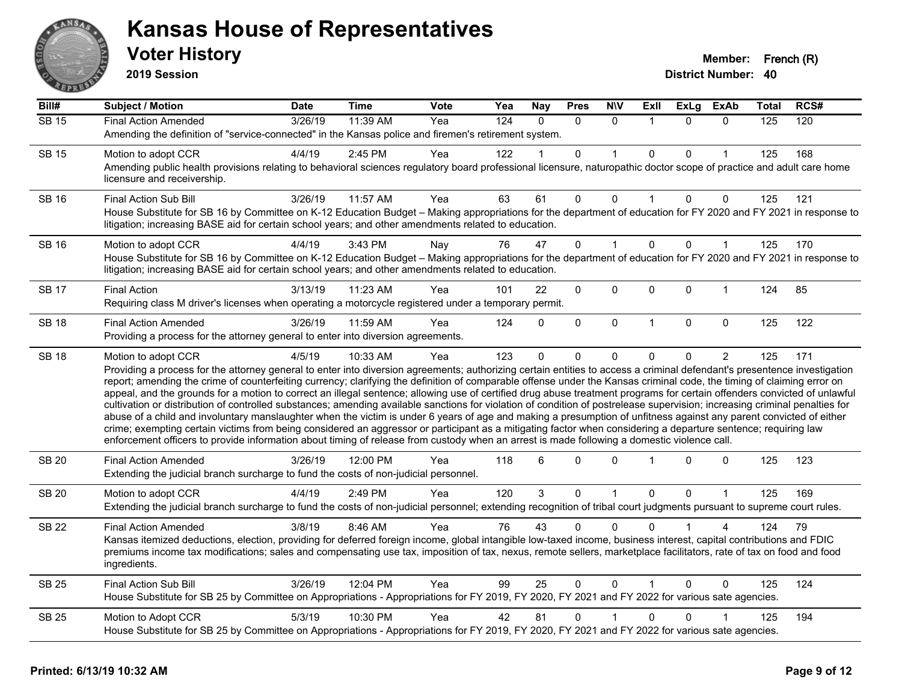# Kansas House of Representatives

## Voter History

**2019 Session**

**Member:** French (R)
**District Number:** 40

| Bill# | Subject / Motion | Date | Time | Vote | Yea | Nay | Pres | N\V | ExII | ExLg | ExAb | Total | RCS# |
|---|---|---|---|---|---|---|---|---|---|---|---|---|---|
| SB 15 | Final Action Amended | 3/26/19 | 11:39 AM | Yea | 124 | 0 | 0 | 0 | 1 | 0 | 0 | 125 | 120 |
| | Amending the definition of "service-connected" in the Kansas police and firemen's retirement system. | | | | | | | | | | | | |
| SB 15 | Motion to adopt CCR | 4/4/19 | 2:45 PM | Yea | 122 | 1 | 0 | 1 | 0 | 0 | 1 | 125 | 168 |
| | Amending public health provisions relating to behavioral sciences regulatory board professional licensure, naturopathic doctor scope of practice and adult care home licensure and receivership. | | | | | | | | | | | | |
| SB 16 | Final Action Sub Bill | 3/26/19 | 11:57 AM | Yea | 63 | 61 | 0 | 0 | 1 | 0 | 0 | 125 | 121 |
| | House Substitute for SB 16 by Committee on K-12 Education Budget – Making appropriations for the department of education for FY 2020 and FY 2021 in response to litigation; increasing BASE aid for certain school years; and other amendments related to education. | | | | | | | | | | | | |
| SB 16 | Motion to adopt CCR | 4/4/19 | 3:43 PM | Nay | 76 | 47 | 0 | 1 | 0 | 0 | 1 | 125 | 170 |
| | House Substitute for SB 16 by Committee on K-12 Education Budget – Making appropriations for the department of education for FY 2020 and FY 2021 in response to litigation; increasing BASE aid for certain school years; and other amendments related to education. | | | | | | | | | | | | |
| SB 17 | Final Action | 3/13/19 | 11:23 AM | Yea | 101 | 22 | 0 | 0 | 0 | 0 | 1 | 124 | 85 |
| | Requiring class M driver's licenses when operating a motorcycle registered under a temporary permit. | | | | | | | | | | | | |
| SB 18 | Final Action Amended | 3/26/19 | 11:59 AM | Yea | 124 | 0 | 0 | 0 | 1 | 0 | 0 | 125 | 122 |
| | Providing a process for the attorney general to enter into diversion agreements. | | | | | | | | | | | | |
| SB 18 | Motion to adopt CCR | 4/5/19 | 10:33 AM | Yea | 123 | 0 | 0 | 0 | 0 | 0 | 2 | 125 | 171 |
| | Providing a process for the attorney general to enter into diversion agreements; authorizing certain entities to access a criminal defendant's presentence investigation report; amending the crime of counterfeiting currency; clarifying the definition of comparable offense under the Kansas criminal code, the timing of claiming error on appeal, and the grounds for a motion to correct an illegal sentence; allowing use of certified drug abuse treatment programs for certain offenders convicted of unlawful cultivation or distribution of controlled substances; amending available sanctions for violation of condition of postrelease supervision; increasing criminal penalties for abuse of a child and involuntary manslaughter when the victim is under 6 years of age and making a presumption of unfitness against any parent convicted of either crime; exempting certain victims from being considered an aggressor or participant as a mitigating factor when considering a departure sentence; requiring law enforcement officers to provide information about timing of release from custody when an arrest is made following a domestic violence call. | | | | | | | | | | | | |
| SB 20 | Final Action Amended | 3/26/19 | 12:00 PM | Yea | 118 | 6 | 0 | 0 | 1 | 0 | 0 | 125 | 123 |
| | Extending the judicial branch surcharge to fund the costs of non-judicial personnel. | | | | | | | | | | | | |
| SB 20 | Motion to adopt CCR | 4/4/19 | 2:49 PM | Yea | 120 | 3 | 0 | 1 | 0 | 0 | 1 | 125 | 169 |
| | Extending the judicial branch surcharge to fund the costs of non-judicial personnel; extending recognition of tribal court judgments pursuant to supreme court rules. | | | | | | | | | | | | |
| SB 22 | Final Action Amended | 3/8/19 | 8:46 AM | Yea | 76 | 43 | 0 | 0 | 0 | 1 | 4 | 124 | 79 |
| | Kansas itemized deductions, election, providing for deferred foreign income, global intangible low-taxed income, business interest, capital contributions and FDIC premiums income tax modifications; sales and compensating use tax, imposition of tax, nexus, remote sellers, marketplace facilitators, rate of tax on food and food ingredients. | | | | | | | | | | | | |
| SB 25 | Final Action Sub Bill | 3/26/19 | 12:04 PM | Yea | 99 | 25 | 0 | 0 | 1 | 0 | 0 | 125 | 124 |
| | House Substitute for SB 25 by Committee on Appropriations - Appropriations for FY 2019, FY 2020, FY 2021 and FY 2022 for various sate agencies. | | | | | | | | | | | | |
| SB 25 | Motion to Adopt CCR | 5/3/19 | 10:30 PM | Yea | 42 | 81 | 0 | 1 | 0 | 0 | 1 | 125 | 194 |
| | House Substitute for SB 25 by Committee on Appropriations - Appropriations for FY 2019, FY 2020, FY 2021 and FY 2022 for various sate agencies. | | | | | | | | | | | | |

**Printed: 6/13/19 10:32 AM**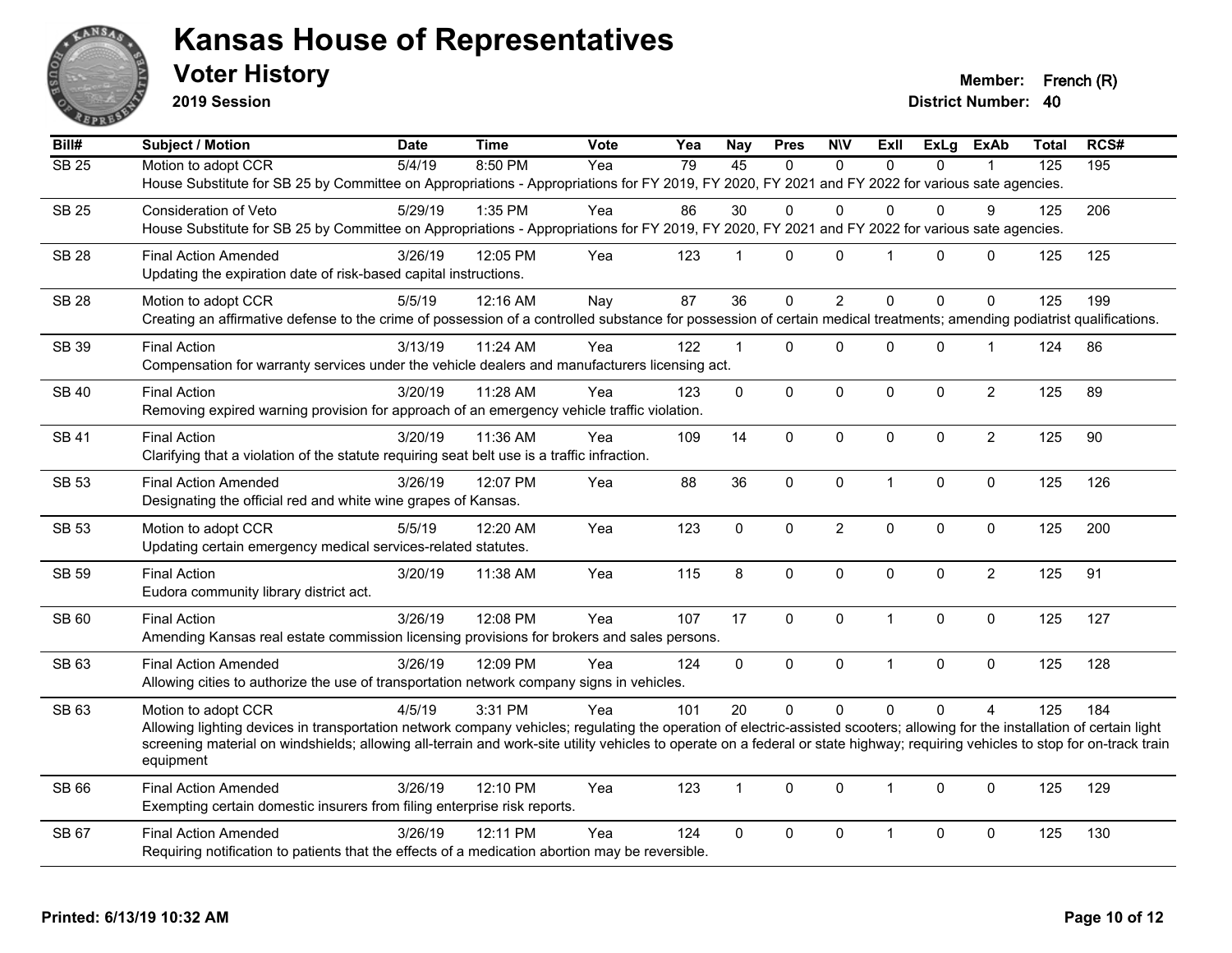# Kansas House of Representatives

## Voter History

**2019 Session**

**Member:** French (R)
**District Number:** 40

| Bill# | Subject / Motion | Date | Time | Vote | Yea | Nay | Pres | N\V | ExII | ExLg | ExAb | Total | RCS# |
|---|---|---|---|---|---|---|---|---|---|---|---|---|---|
| SB 25 | Motion to adopt CCR | 5/4/19 | 8:50 PM | Yea | 79 | 45 | 0 | 0 | 0 | 0 | 1 | 125 | 195 |
| | House Substitute for SB 25 by Committee on Appropriations - Appropriations for FY 2019, FY 2020, FY 2021 and FY 2022 for various sate agencies. | | | | | | | | | | | | |
| SB 25 | Consideration of Veto | 5/29/19 | 1:35 PM | Yea | 86 | 30 | 0 | 0 | 0 | 0 | 9 | 125 | 206 |
| | House Substitute for SB 25 by Committee on Appropriations - Appropriations for FY 2019, FY 2020, FY 2021 and FY 2022 for various sate agencies. | | | | | | | | | | | | |
| SB 28 | Final Action Amended | 3/26/19 | 12:05 PM | Yea | 123 | 1 | 0 | 0 | 1 | 0 | 0 | 125 | 125 |
| | Updating the expiration date of risk-based capital instructions. | | | | | | | | | | | | |
| SB 28 | Motion to adopt CCR | 5/5/19 | 12:16 AM | Nay | 87 | 36 | 0 | 2 | 0 | 0 | 0 | 125 | 199 |
| | Creating an affirmative defense to the crime of possession of a controlled substance for possession of certain medical treatments; amending podiatrist qualifications. | | | | | | | | | | | | |
| SB 39 | Final Action | 3/13/19 | 11:24 AM | Yea | 122 | 1 | 0 | 0 | 0 | 0 | 1 | 124 | 86 |
| | Compensation for warranty services under the vehicle dealers and manufacturers licensing act. | | | | | | | | | | | | |
| SB 40 | Final Action | 3/20/19 | 11:28 AM | Yea | 123 | 0 | 0 | 0 | 0 | 0 | 2 | 125 | 89 |
| | Removing expired warning provision for approach of an emergency vehicle traffic violation. | | | | | | | | | | | | |
| SB 41 | Final Action | 3/20/19 | 11:36 AM | Yea | 109 | 14 | 0 | 0 | 0 | 0 | 2 | 125 | 90 |
| | Clarifying that a violation of the statute requiring seat belt use is a traffic infraction. | | | | | | | | | | | | |
| SB 53 | Final Action Amended | 3/26/19 | 12:07 PM | Yea | 88 | 36 | 0 | 0 | 1 | 0 | 0 | 125 | 126 |
| | Designating the official red and white wine grapes of Kansas. | | | | | | | | | | | | |
| SB 53 | Motion to adopt CCR | 5/5/19 | 12:20 AM | Yea | 123 | 0 | 0 | 2 | 0 | 0 | 0 | 125 | 200 |
| | Updating certain emergency medical services-related statutes. | | | | | | | | | | | | |
| SB 59 | Final Action | 3/20/19 | 11:38 AM | Yea | 115 | 8 | 0 | 0 | 0 | 0 | 2 | 125 | 91 |
| | Eudora community library district act. | | | | | | | | | | | | |
| SB 60 | Final Action | 3/26/19 | 12:08 PM | Yea | 107 | 17 | 0 | 0 | 1 | 0 | 0 | 125 | 127 |
| | Amending Kansas real estate commission licensing provisions for brokers and sales persons. | | | | | | | | | | | | |
| SB 63 | Final Action Amended | 3/26/19 | 12:09 PM | Yea | 124 | 0 | 0 | 0 | 1 | 0 | 0 | 125 | 128 |
| | Allowing cities to authorize the use of transportation network company signs in vehicles. | | | | | | | | | | | | |
| SB 63 | Motion to adopt CCR | 4/5/19 | 3:31 PM | Yea | 101 | 20 | 0 | 0 | 0 | 0 | 4 | 125 | 184 |
| | Allowing lighting devices in transportation network company vehicles; regulating the operation of electric-assisted scooters; allowing for the installation of certain light screening material on windshields; allowing all-terrain and work-site utility vehicles to operate on a federal or state highway; requiring vehicles to stop for on-track train equipment | | | | | | | | | | | | |
| SB 66 | Final Action Amended | 3/26/19 | 12:10 PM | Yea | 123 | 1 | 0 | 0 | 1 | 0 | 0 | 125 | 129 |
| | Exempting certain domestic insurers from filing enterprise risk reports. | | | | | | | | | | | | |
| SB 67 | Final Action Amended | 3/26/19 | 12:11 PM | Yea | 124 | 0 | 0 | 0 | 1 | 0 | 0 | 125 | 130 |
| | Requiring notification to patients that the effects of a medication abortion may be reversible. | | | | | | | | | | | | |

**Printed: 6/13/19 10:32 AM**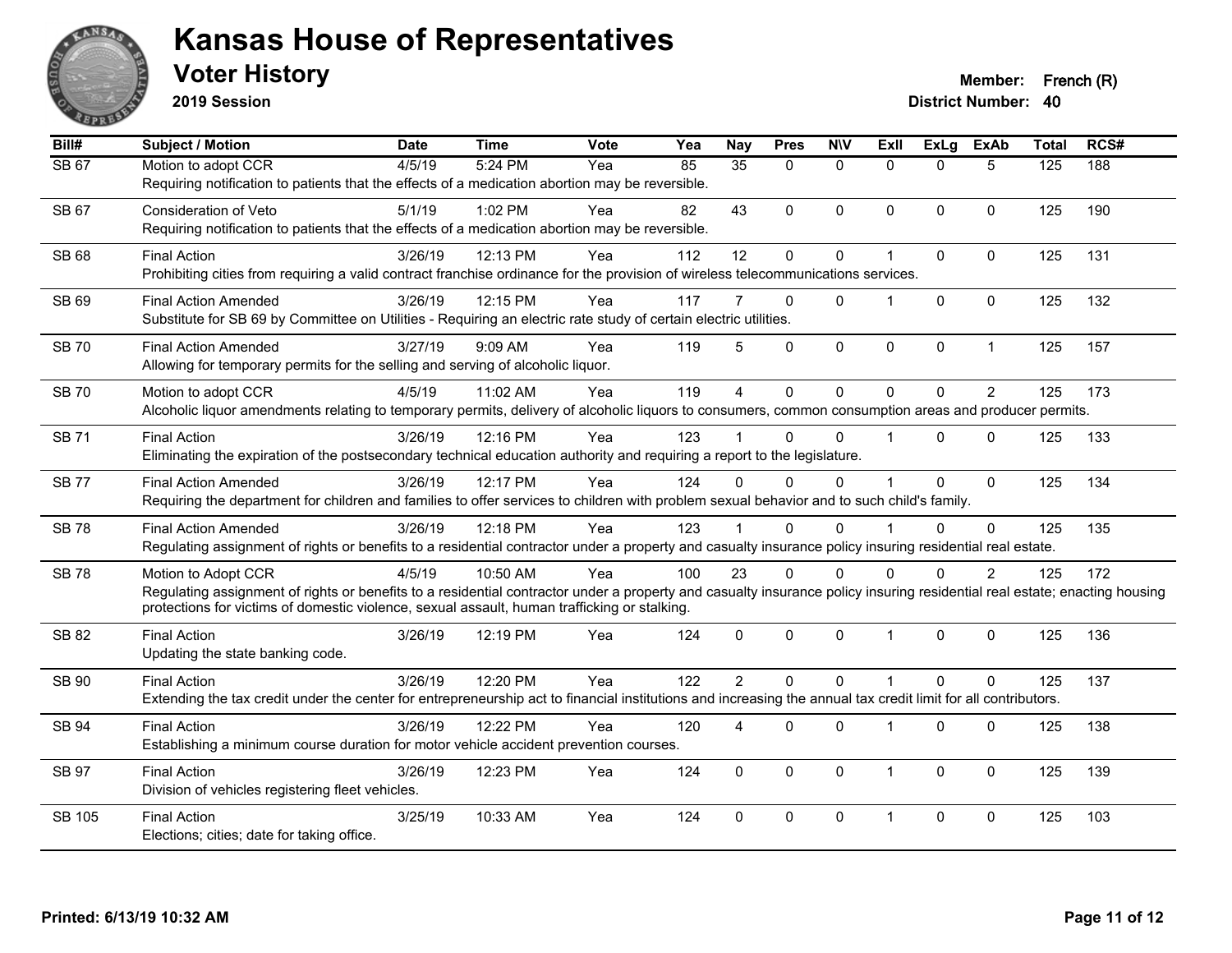# Kansas House of Representatives

## Voter History

**2019 Session**

**Member:** French (R)
**District Number:** 40

| Bill# | Subject / Motion | Date | Time | Vote | Yea | Nay | Pres | N\V | ExII | ExLg | ExAb | Total | RCS# |
|---|---|---|---|---|---|---|---|---|---|---|---|---|---|
| SB 67 | Motion to adopt CCR | 4/5/19 | 5:24 PM | Yea | 85 | 35 | 0 | 0 | 0 | 0 | 5 | 125 | 188 |
| | Requiring notification to patients that the effects of a medication abortion may be reversible. | | | | | | | | | | | | |
| SB 67 | Consideration of Veto | 5/1/19 | 1:02 PM | Yea | 82 | 43 | 0 | 0 | 0 | 0 | 0 | 125 | 190 |
| | Requiring notification to patients that the effects of a medication abortion may be reversible. | | | | | | | | | | | | |
| SB 68 | Final Action | 3/26/19 | 12:13 PM | Yea | 112 | 12 | 0 | 0 | 1 | 0 | 0 | 125 | 131 |
| | Prohibiting cities from requiring a valid contract franchise ordinance for the provision of wireless telecommunications services. | | | | | | | | | | | | |
| SB 69 | Final Action Amended | 3/26/19 | 12:15 PM | Yea | 117 | 7 | 0 | 0 | 1 | 0 | 0 | 125 | 132 |
| | Substitute for SB 69 by Committee on Utilities - Requiring an electric rate study of certain electric utilities. | | | | | | | | | | | | |
| SB 70 | Final Action Amended | 3/27/19 | 9:09 AM | Yea | 119 | 5 | 0 | 0 | 0 | 0 | 1 | 125 | 157 |
| | Allowing for temporary permits for the selling and serving of alcoholic liquor. | | | | | | | | | | | | |
| SB 70 | Motion to adopt CCR | 4/5/19 | 11:02 AM | Yea | 119 | 4 | 0 | 0 | 0 | 0 | 2 | 125 | 173 |
| | Alcoholic liquor amendments relating to temporary permits, delivery of alcoholic liquors to consumers, common consumption areas and producer permits. | | | | | | | | | | | | |
| SB 71 | Final Action | 3/26/19 | 12:16 PM | Yea | 123 | 1 | 0 | 0 | 1 | 0 | 0 | 125 | 133 |
| | Eliminating the expiration of the postsecondary technical education authority and requiring a report to the legislature. | | | | | | | | | | | | |
| SB 77 | Final Action Amended | 3/26/19 | 12:17 PM | Yea | 124 | 0 | 0 | 0 | 1 | 0 | 0 | 125 | 134 |
| | Requiring the department for children and families to offer services to children with problem sexual behavior and to such child's family. | | | | | | | | | | | | |
| SB 78 | Final Action Amended | 3/26/19 | 12:18 PM | Yea | 123 | 1 | 0 | 0 | 1 | 0 | 0 | 125 | 135 |
| | Regulating assignment of rights or benefits to a residential contractor under a property and casualty insurance policy insuring residential real estate. | | | | | | | | | | | | |
| SB 78 | Motion to Adopt CCR | 4/5/19 | 10:50 AM | Yea | 100 | 23 | 0 | 0 | 0 | 0 | 2 | 125 | 172 |
| | Regulating assignment of rights or benefits to a residential contractor under a property and casualty insurance policy insuring residential real estate; enacting housing protections for victims of domestic violence, sexual assault, human trafficking or stalking. | | | | | | | | | | | | |
| SB 82 | Final Action | 3/26/19 | 12:19 PM | Yea | 124 | 0 | 0 | 0 | 1 | 0 | 0 | 125 | 136 |
| | Updating the state banking code. | | | | | | | | | | | | |
| SB 90 | Final Action | 3/26/19 | 12:20 PM | Yea | 122 | 2 | 0 | 0 | 1 | 0 | 0 | 125 | 137 |
| | Extending the tax credit under the center for entrepreneurship act to financial institutions and increasing the annual tax credit limit for all contributors. | | | | | | | | | | | | |
| SB 94 | Final Action | 3/26/19 | 12:22 PM | Yea | 120 | 4 | 0 | 0 | 1 | 0 | 0 | 125 | 138 |
| | Establishing a minimum course duration for motor vehicle accident prevention courses. | | | | | | | | | | | | |
| SB 97 | Final Action | 3/26/19 | 12:23 PM | Yea | 124 | 0 | 0 | 0 | 1 | 0 | 0 | 125 | 139 |
| | Division of vehicles registering fleet vehicles. | | | | | | | | | | | | |
| SB 105 | Final Action | 3/25/19 | 10:33 AM | Yea | 124 | 0 | 0 | 0 | 1 | 0 | 0 | 125 | 103 |
| | Elections; cities; date for taking office. | | | | | | | | | | | | |

**Printed: 6/13/19 10:32 AM**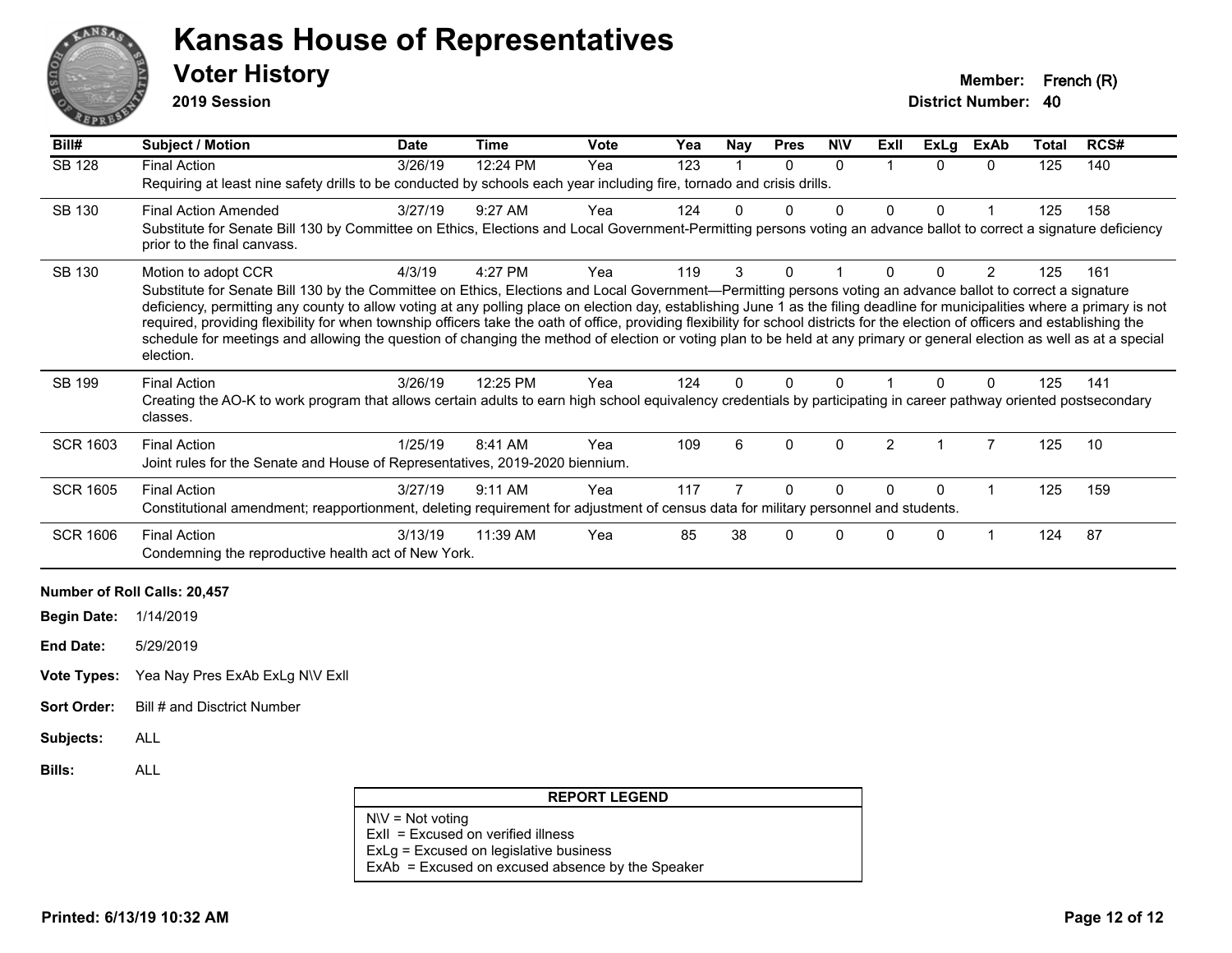# Kansas House of Representatives

## Voter History

**2019 Session**

**Member:** French (R)
**District Number:** 40

| Bill# | Subject / Motion | Date | Time | Vote | Yea | Nay | Pres | N\V | ExIl | ExLg | ExAb | Total | RCS# |
|---|---|---|---|---|---|---|---|---|---|---|---|---|---|
| SB 128 | Final Action | 3/26/19 | 12:24 PM | Yea | 123 | 1 | 0 | 0 | 1 | 0 | 0 | 125 | 140 |
| | Requiring at least nine safety drills to be conducted by schools each year including fire, tornado and crisis drills. | | | | | | | | | | | | |
| SB 130 | Final Action Amended | 3/27/19 | 9:27 AM | Yea | 124 | 0 | 0 | 0 | 0 | 0 | 1 | 125 | 158 |
| | Substitute for Senate Bill 130 by Committee on Ethics, Elections and Local Government-Permitting persons voting an advance ballot to correct a signature deficiency prior to the final canvass. | | | | | | | | | | | | |
| SB 130 | Motion to adopt CCR | 4/3/19 | 4:27 PM | Yea | 119 | 3 | 0 | 1 | 0 | 0 | 2 | 125 | 161 |
| | Substitute for Senate Bill 130 by the Committee on Ethics, Elections and Local Government—Permitting persons voting an advance ballot to correct a signature deficiency, permitting any county to allow voting at any polling place on election day, establishing June 1 as the filing deadline for municipalities where a primary is not required, providing flexibility for when township officers take the oath of office, providing flexibility for school districts for the election of officers and establishing the schedule for meetings and allowing the question of changing the method of election or voting plan to be held at any primary or general election as well as at a special election. | | | | | | | | | | | | |
| SB 199 | Final Action | 3/26/19 | 12:25 PM | Yea | 124 | 0 | 0 | 0 | 1 | 0 | 0 | 125 | 141 |
| | Creating the AO-K to work program that allows certain adults to earn high school equivalency credentials by participating in career pathway oriented postsecondary classes. | | | | | | | | | | | | |
| SCR 1603 | Final Action | 1/25/19 | 8:41 AM | Yea | 109 | 6 | 0 | 0 | 2 | 1 | 7 | 125 | 10 |
| | Joint rules for the Senate and House of Representatives, 2019-2020 biennium. | | | | | | | | | | | | |
| SCR 1605 | Final Action | 3/27/19 | 9:11 AM | Yea | 117 | 7 | 0 | 0 | 0 | 0 | 1 | 125 | 159 |
| | Constitutional amendment; reapportionment, deleting requirement for adjustment of census data for military personnel and students. | | | | | | | | | | | | |
| SCR 1606 | Final Action | 3/13/19 | 11:39 AM | Yea | 85 | 38 | 0 | 0 | 0 | 0 | 1 | 124 | 87 |
| | Condemning the reproductive health act of New York. | | | | | | | | | | | | |

**Number of Roll Calls: 20,457**

**Begin Date:** 1/14/2019

**End Date:** 5/29/2019

**Vote Types:** Yea Nay Pres ExAb ExLg N\V ExIl

**Sort Order:** Bill # and Disctrict Number

**Subjects:** ALL

**Bills:** ALL

**REPORT LEGEND**

N\V = Not voting
ExIl = Excused on verified illness
ExLg = Excused on legislative business
ExAb = Excused on excused absence by the Speaker

**Printed: 6/13/19 10:32 AM**